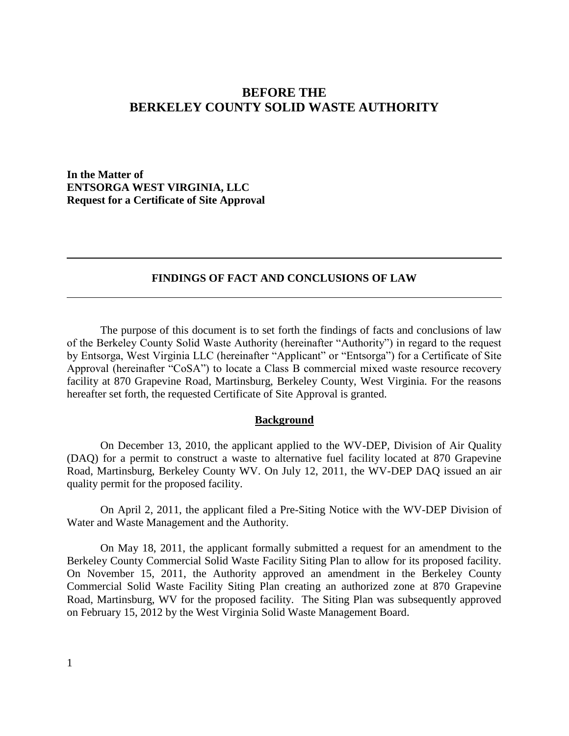# BEFORE THE
# BERKELEY COUNTY SOLID WASTE AUTHORITY

**In the Matter of**
**ENTSORGA WEST VIRGINIA, LLC**
**Request for a Certificate of Site Approval**

---

## FINDINGS OF FACT AND CONCLUSIONS OF LAW

---

The purpose of this document is to set forth the findings of facts and conclusions of law of the Berkeley County Solid Waste Authority (hereinafter "Authority") in regard to the request by Entsorga, West Virginia LLC (hereinafter "Applicant" or "Entsorga") for a Certificate of Site Approval (hereinafter "CoSA") to locate a Class B commercial mixed waste resource recovery facility at 870 Grapevine Road, Martinsburg, Berkeley County, West Virginia. For the reasons hereafter set forth, the requested Certificate of Site Approval is granted.

### Background

On December 13, 2010, the applicant applied to the WV-DEP, Division of Air Quality (DAQ) for a permit to construct a waste to alternative fuel facility located at 870 Grapevine Road, Martinsburg, Berkeley County WV. On July 12, 2011, the WV-DEP DAQ issued an air quality permit for the proposed facility.

On April 2, 2011, the applicant filed a Pre-Siting Notice with the WV-DEP Division of Water and Waste Management and the Authority.

On May 18, 2011, the applicant formally submitted a request for an amendment to the Berkeley County Commercial Solid Waste Facility Siting Plan to allow for its proposed facility. On November 15, 2011, the Authority approved an amendment in the Berkeley County Commercial Solid Waste Facility Siting Plan creating an authorized zone at 870 Grapevine Road, Martinsburg, WV for the proposed facility. The Siting Plan was subsequently approved on February 15, 2012 by the West Virginia Solid Waste Management Board.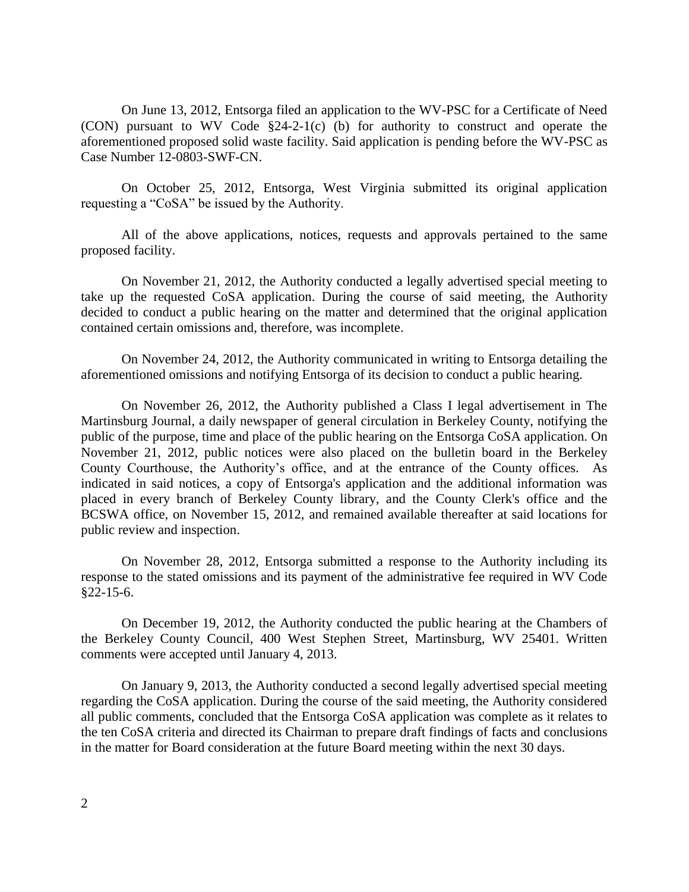On June 13, 2012, Entsorga filed an application to the WV-PSC for a Certificate of Need (CON) pursuant to WV Code §24-2-1(c) (b) for authority to construct and operate the aforementioned proposed solid waste facility. Said application is pending before the WV-PSC as Case Number 12-0803-SWF-CN.

On October 25, 2012, Entsorga, West Virginia submitted its original application requesting a "CoSA" be issued by the Authority.

All of the above applications, notices, requests and approvals pertained to the same proposed facility.

On November 21, 2012, the Authority conducted a legally advertised special meeting to take up the requested CoSA application. During the course of said meeting, the Authority decided to conduct a public hearing on the matter and determined that the original application contained certain omissions and, therefore, was incomplete.

On November 24, 2012, the Authority communicated in writing to Entsorga detailing the aforementioned omissions and notifying Entsorga of its decision to conduct a public hearing.

On November 26, 2012, the Authority published a Class I legal advertisement in The Martinsburg Journal, a daily newspaper of general circulation in Berkeley County, notifying the public of the purpose, time and place of the public hearing on the Entsorga CoSA application. On November 21, 2012, public notices were also placed on the bulletin board in the Berkeley County Courthouse, the Authority's office, and at the entrance of the County offices. As indicated in said notices, a copy of Entsorga's application and the additional information was placed in every branch of Berkeley County library, and the County Clerk's office and the BCSWA office, on November 15, 2012, and remained available thereafter at said locations for public review and inspection.

On November 28, 2012, Entsorga submitted a response to the Authority including its response to the stated omissions and its payment of the administrative fee required in WV Code §22-15-6.

On December 19, 2012, the Authority conducted the public hearing at the Chambers of the Berkeley County Council, 400 West Stephen Street, Martinsburg, WV 25401. Written comments were accepted until January 4, 2013.

On January 9, 2013, the Authority conducted a second legally advertised special meeting regarding the CoSA application. During the course of the said meeting, the Authority considered all public comments, concluded that the Entsorga CoSA application was complete as it relates to the ten CoSA criteria and directed its Chairman to prepare draft findings of facts and conclusions in the matter for Board consideration at the future Board meeting within the next 30 days.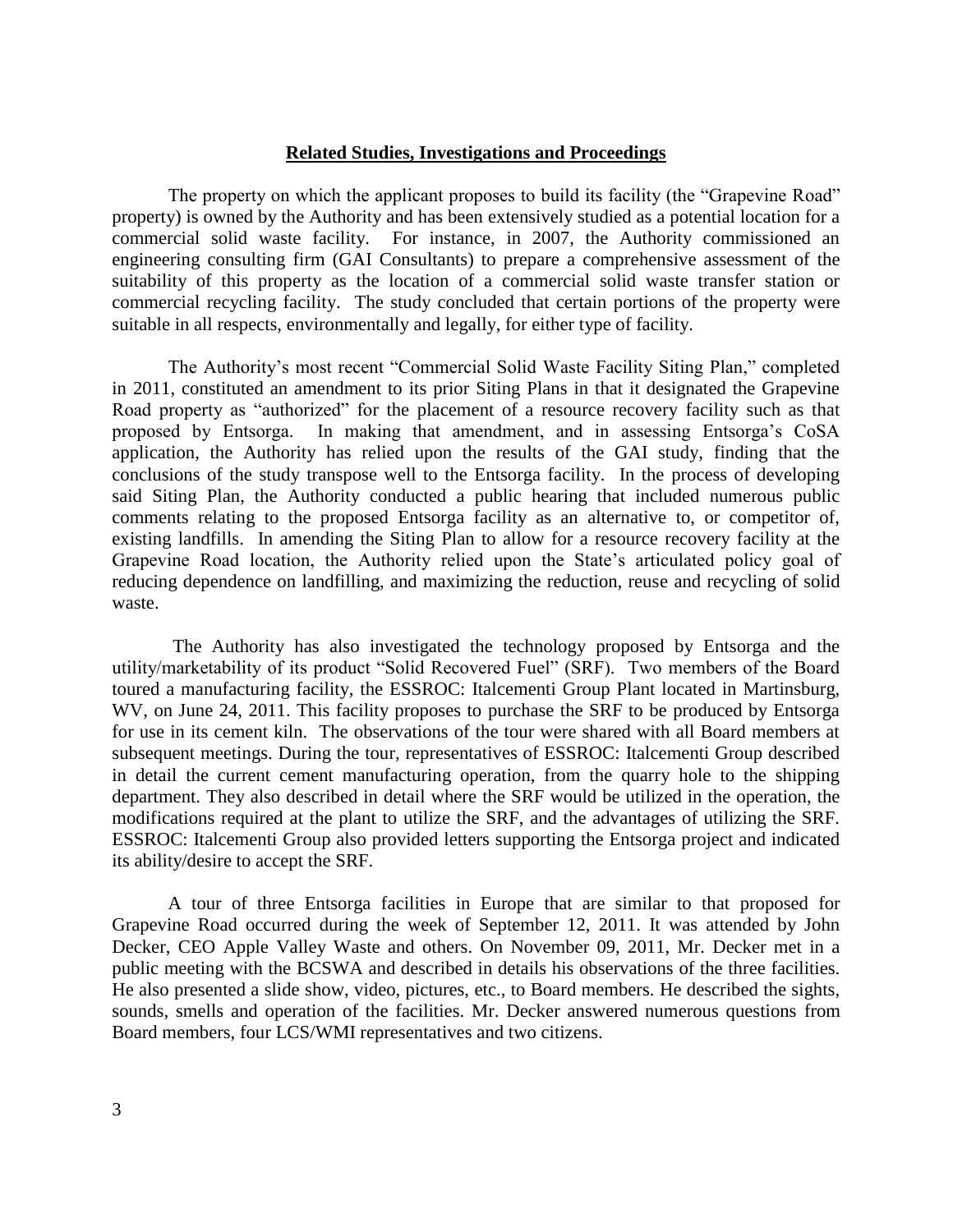**Related Studies, Investigations and Proceedings**

The property on which the applicant proposes to build its facility (the "Grapevine Road" property) is owned by the Authority and has been extensively studied as a potential location for a commercial solid waste facility. For instance, in 2007, the Authority commissioned an engineering consulting firm (GAI Consultants) to prepare a comprehensive assessment of the suitability of this property as the location of a commercial solid waste transfer station or commercial recycling facility. The study concluded that certain portions of the property were suitable in all respects, environmentally and legally, for either type of facility.

The Authority's most recent "Commercial Solid Waste Facility Siting Plan," completed in 2011, constituted an amendment to its prior Siting Plans in that it designated the Grapevine Road property as "authorized" for the placement of a resource recovery facility such as that proposed by Entsorga. In making that amendment, and in assessing Entsorga's CoSA application, the Authority has relied upon the results of the GAI study, finding that the conclusions of the study transpose well to the Entsorga facility. In the process of developing said Siting Plan, the Authority conducted a public hearing that included numerous public comments relating to the proposed Entsorga facility as an alternative to, or competitor of, existing landfills. In amending the Siting Plan to allow for a resource recovery facility at the Grapevine Road location, the Authority relied upon the State's articulated policy goal of reducing dependence on landfilling, and maximizing the reduction, reuse and recycling of solid waste.

The Authority has also investigated the technology proposed by Entsorga and the utility/marketability of its product "Solid Recovered Fuel" (SRF). Two members of the Board toured a manufacturing facility, the ESSROC: Italcementi Group Plant located in Martinsburg, WV, on June 24, 2011. This facility proposes to purchase the SRF to be produced by Entsorga for use in its cement kiln. The observations of the tour were shared with all Board members at subsequent meetings. During the tour, representatives of ESSROC: Italcementi Group described in detail the current cement manufacturing operation, from the quarry hole to the shipping department. They also described in detail where the SRF would be utilized in the operation, the modifications required at the plant to utilize the SRF, and the advantages of utilizing the SRF. ESSROC: Italcementi Group also provided letters supporting the Entsorga project and indicated its ability/desire to accept the SRF.

A tour of three Entsorga facilities in Europe that are similar to that proposed for Grapevine Road occurred during the week of September 12, 2011. It was attended by John Decker, CEO Apple Valley Waste and others. On November 09, 2011, Mr. Decker met in a public meeting with the BCSWA and described in details his observations of the three facilities. He also presented a slide show, video, pictures, etc., to Board members. He described the sights, sounds, smells and operation of the facilities. Mr. Decker answered numerous questions from Board members, four LCS/WMI representatives and two citizens.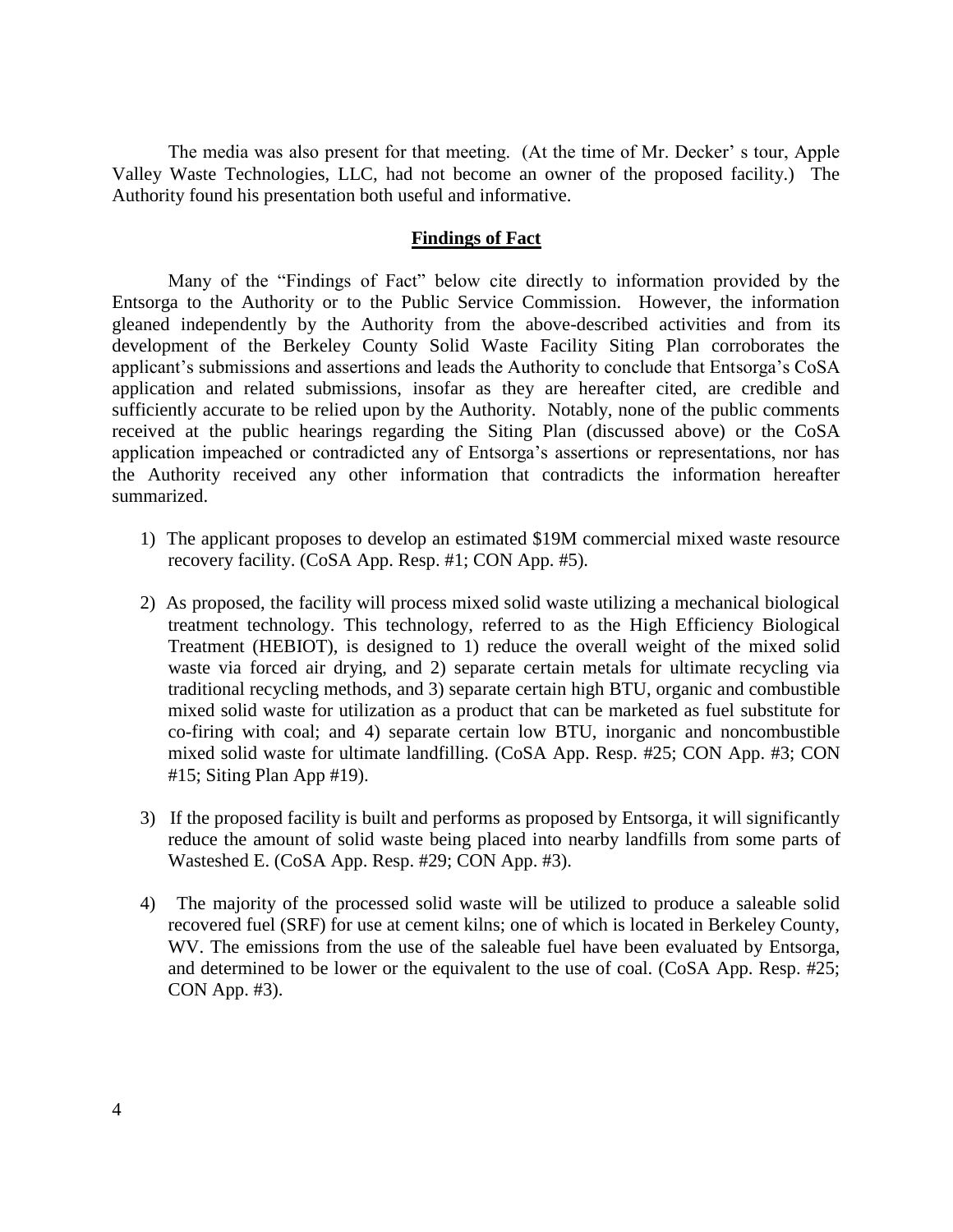The media was also present for that meeting. (At the time of Mr. Decker' s tour, Apple Valley Waste Technologies, LLC, had not become an owner of the proposed facility.) The Authority found his presentation both useful and informative.

## **Findings of Fact**

Many of the "Findings of Fact" below cite directly to information provided by the Entsorga to the Authority or to the Public Service Commission. However, the information gleaned independently by the Authority from the above-described activities and from its development of the Berkeley County Solid Waste Facility Siting Plan corroborates the applicant's submissions and assertions and leads the Authority to conclude that Entsorga's CoSA application and related submissions, insofar as they are hereafter cited, are credible and sufficiently accurate to be relied upon by the Authority. Notably, none of the public comments received at the public hearings regarding the Siting Plan (discussed above) or the CoSA application impeached or contradicted any of Entsorga's assertions or representations, nor has the Authority received any other information that contradicts the information hereafter summarized.

1) The applicant proposes to develop an estimated $19M commercial mixed waste resource recovery facility. (CoSA App. Resp. #1; CON App. #5).

2) As proposed, the facility will process mixed solid waste utilizing a mechanical biological treatment technology. This technology, referred to as the High Efficiency Biological Treatment (HEBIOT), is designed to 1) reduce the overall weight of the mixed solid waste via forced air drying, and 2) separate certain metals for ultimate recycling via traditional recycling methods, and 3) separate certain high BTU, organic and combustible mixed solid waste for utilization as a product that can be marketed as fuel substitute for co-firing with coal; and 4) separate certain low BTU, inorganic and noncombustible mixed solid waste for ultimate landfilling. (CoSA App. Resp. #25; CON App. #3; CON #15; Siting Plan App #19).

3) If the proposed facility is built and performs as proposed by Entsorga, it will significantly reduce the amount of solid waste being placed into nearby landfills from some parts of Wasteshed E. (CoSA App. Resp. #29; CON App. #3).

4) The majority of the processed solid waste will be utilized to produce a saleable solid recovered fuel (SRF) for use at cement kilns; one of which is located in Berkeley County, WV. The emissions from the use of the saleable fuel have been evaluated by Entsorga, and determined to be lower or the equivalent to the use of coal. (CoSA App. Resp. #25; CON App. #3).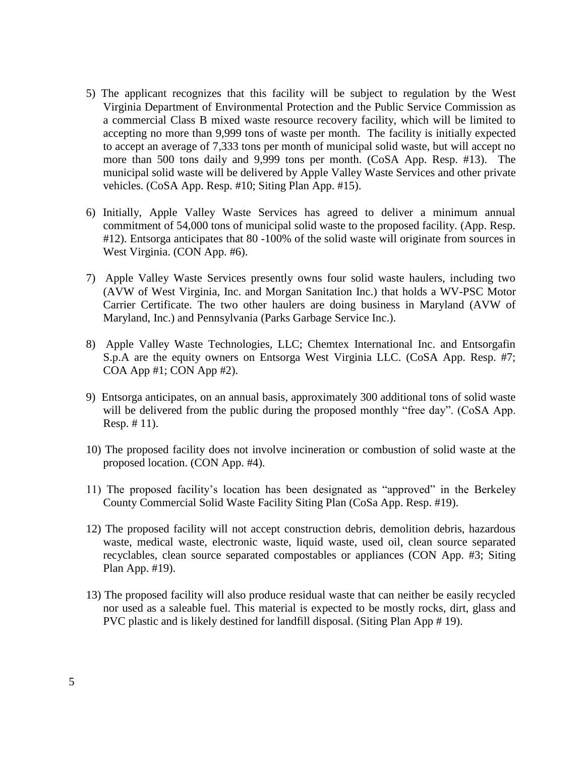5) The applicant recognizes that this facility will be subject to regulation by the West Virginia Department of Environmental Protection and the Public Service Commission as a commercial Class B mixed waste resource recovery facility, which will be limited to accepting no more than 9,999 tons of waste per month. The facility is initially expected to accept an average of 7,333 tons per month of municipal solid waste, but will accept no more than 500 tons daily and 9,999 tons per month. (CoSA App. Resp. #13). The municipal solid waste will be delivered by Apple Valley Waste Services and other private vehicles. (CoSA App. Resp. #10; Siting Plan App. #15).

6) Initially, Apple Valley Waste Services has agreed to deliver a minimum annual commitment of 54,000 tons of municipal solid waste to the proposed facility. (App. Resp. #12). Entsorga anticipates that 80 -100% of the solid waste will originate from sources in West Virginia. (CON App. #6).

7) Apple Valley Waste Services presently owns four solid waste haulers, including two (AVW of West Virginia, Inc. and Morgan Sanitation Inc.) that holds a WV-PSC Motor Carrier Certificate. The two other haulers are doing business in Maryland (AVW of Maryland, Inc.) and Pennsylvania (Parks Garbage Service Inc.).

8) Apple Valley Waste Technologies, LLC; Chemtex International Inc. and Entsorgafin S.p.A are the equity owners on Entsorga West Virginia LLC. (CoSA App. Resp. #7; COA App #1; CON App #2).

9) Entsorga anticipates, on an annual basis, approximately 300 additional tons of solid waste will be delivered from the public during the proposed monthly "free day". (CoSA App. Resp. # 11).

10) The proposed facility does not involve incineration or combustion of solid waste at the proposed location. (CON App. #4).

11) The proposed facility's location has been designated as "approved" in the Berkeley County Commercial Solid Waste Facility Siting Plan (CoSa App. Resp. #19).

12) The proposed facility will not accept construction debris, demolition debris, hazardous waste, medical waste, electronic waste, liquid waste, used oil, clean source separated recyclables, clean source separated compostables or appliances (CON App. #3; Siting Plan App. #19).

13) The proposed facility will also produce residual waste that can neither be easily recycled nor used as a saleable fuel. This material is expected to be mostly rocks, dirt, glass and PVC plastic and is likely destined for landfill disposal. (Siting Plan App # 19).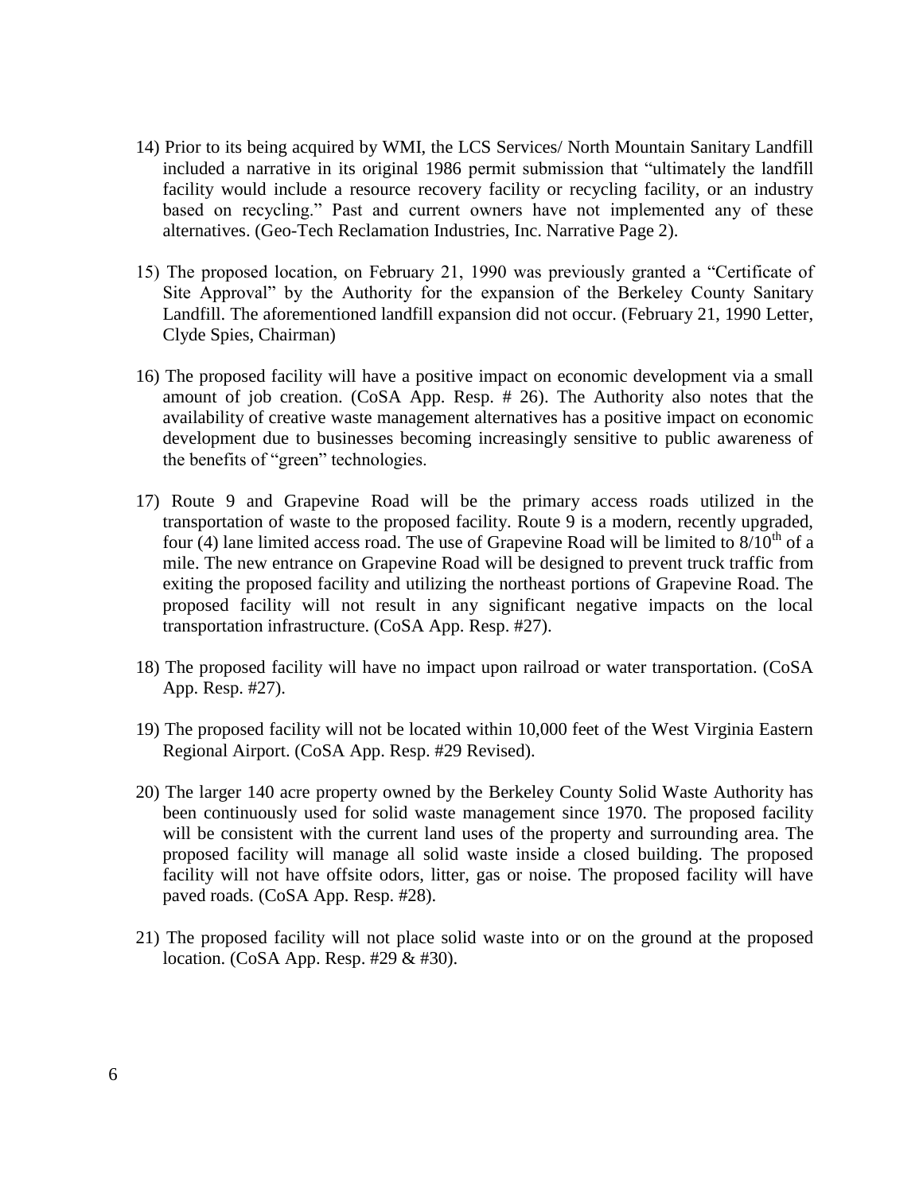14) Prior to its being acquired by WMI, the LCS Services/ North Mountain Sanitary Landfill included a narrative in its original 1986 permit submission that "ultimately the landfill facility would include a resource recovery facility or recycling facility, or an industry based on recycling." Past and current owners have not implemented any of these alternatives. (Geo-Tech Reclamation Industries, Inc. Narrative Page 2).

15) The proposed location, on February 21, 1990 was previously granted a "Certificate of Site Approval" by the Authority for the expansion of the Berkeley County Sanitary Landfill. The aforementioned landfill expansion did not occur. (February 21, 1990 Letter, Clyde Spies, Chairman)

16) The proposed facility will have a positive impact on economic development via a small amount of job creation. (CoSA App. Resp. # 26). The Authority also notes that the availability of creative waste management alternatives has a positive impact on economic development due to businesses becoming increasingly sensitive to public awareness of the benefits of "green" technologies.

17) Route 9 and Grapevine Road will be the primary access roads utilized in the transportation of waste to the proposed facility. Route 9 is a modern, recently upgraded, four (4) lane limited access road. The use of Grapevine Road will be limited to 8/10th of a mile. The new entrance on Grapevine Road will be designed to prevent truck traffic from exiting the proposed facility and utilizing the northeast portions of Grapevine Road. The proposed facility will not result in any significant negative impacts on the local transportation infrastructure. (CoSA App. Resp. #27).

18) The proposed facility will have no impact upon railroad or water transportation. (CoSA App. Resp. #27).

19) The proposed facility will not be located within 10,000 feet of the West Virginia Eastern Regional Airport. (CoSA App. Resp. #29 Revised).

20) The larger 140 acre property owned by the Berkeley County Solid Waste Authority has been continuously used for solid waste management since 1970. The proposed facility will be consistent with the current land uses of the property and surrounding area. The proposed facility will manage all solid waste inside a closed building. The proposed facility will not have offsite odors, litter, gas or noise. The proposed facility will have paved roads. (CoSA App. Resp. #28).

21) The proposed facility will not place solid waste into or on the ground at the proposed location. (CoSA App. Resp. #29 & #30).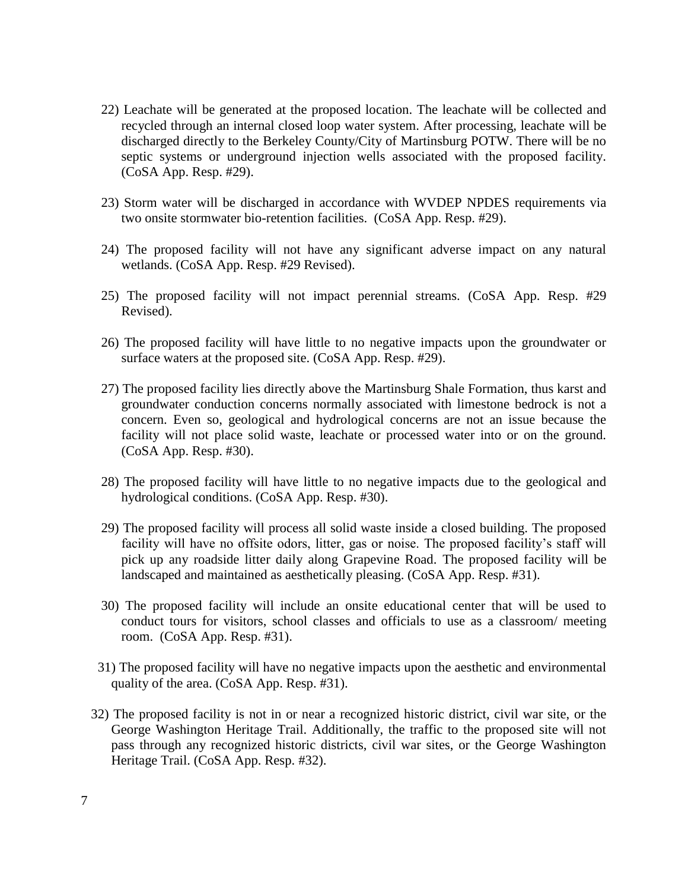22) Leachate will be generated at the proposed location. The leachate will be collected and recycled through an internal closed loop water system. After processing, leachate will be discharged directly to the Berkeley County/City of Martinsburg POTW. There will be no septic systems or underground injection wells associated with the proposed facility. (CoSA App. Resp. #29).

23) Storm water will be discharged in accordance with WVDEP NPDES requirements via two onsite stormwater bio-retention facilities. (CoSA App. Resp. #29).

24) The proposed facility will not have any significant adverse impact on any natural wetlands. (CoSA App. Resp. #29 Revised).

25) The proposed facility will not impact perennial streams. (CoSA App. Resp. #29 Revised).

26) The proposed facility will have little to no negative impacts upon the groundwater or surface waters at the proposed site. (CoSA App. Resp. #29).

27) The proposed facility lies directly above the Martinsburg Shale Formation, thus karst and groundwater conduction concerns normally associated with limestone bedrock is not a concern. Even so, geological and hydrological concerns are not an issue because the facility will not place solid waste, leachate or processed water into or on the ground. (CoSA App. Resp. #30).

28) The proposed facility will have little to no negative impacts due to the geological and hydrological conditions. (CoSA App. Resp. #30).

29) The proposed facility will process all solid waste inside a closed building. The proposed facility will have no offsite odors, litter, gas or noise. The proposed facility's staff will pick up any roadside litter daily along Grapevine Road. The proposed facility will be landscaped and maintained as aesthetically pleasing. (CoSA App. Resp. #31).

30) The proposed facility will include an onsite educational center that will be used to conduct tours for visitors, school classes and officials to use as a classroom/ meeting room. (CoSA App. Resp. #31).

31) The proposed facility will have no negative impacts upon the aesthetic and environmental quality of the area. (CoSA App. Resp. #31).

32) The proposed facility is not in or near a recognized historic district, civil war site, or the George Washington Heritage Trail. Additionally, the traffic to the proposed site will not pass through any recognized historic districts, civil war sites, or the George Washington Heritage Trail. (CoSA App. Resp. #32).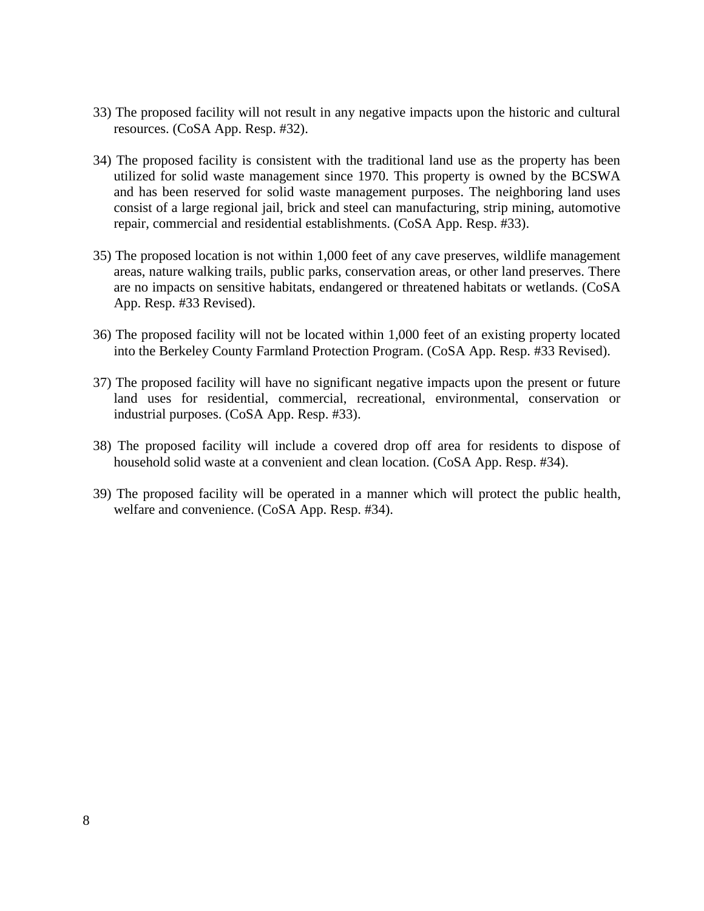33) The proposed facility will not result in any negative impacts upon the historic and cultural resources. (CoSA App. Resp. #32).

34) The proposed facility is consistent with the traditional land use as the property has been utilized for solid waste management since 1970. This property is owned by the BCSWA and has been reserved for solid waste management purposes. The neighboring land uses consist of a large regional jail, brick and steel can manufacturing, strip mining, automotive repair, commercial and residential establishments. (CoSA App. Resp. #33).

35) The proposed location is not within 1,000 feet of any cave preserves, wildlife management areas, nature walking trails, public parks, conservation areas, or other land preserves. There are no impacts on sensitive habitats, endangered or threatened habitats or wetlands. (CoSA App. Resp. #33 Revised).

36) The proposed facility will not be located within 1,000 feet of an existing property located into the Berkeley County Farmland Protection Program. (CoSA App. Resp. #33 Revised).

37) The proposed facility will have no significant negative impacts upon the present or future land uses for residential, commercial, recreational, environmental, conservation or industrial purposes. (CoSA App. Resp. #33).

38) The proposed facility will include a covered drop off area for residents to dispose of household solid waste at a convenient and clean location. (CoSA App. Resp. #34).

39) The proposed facility will be operated in a manner which will protect the public health, welfare and convenience. (CoSA App. Resp. #34).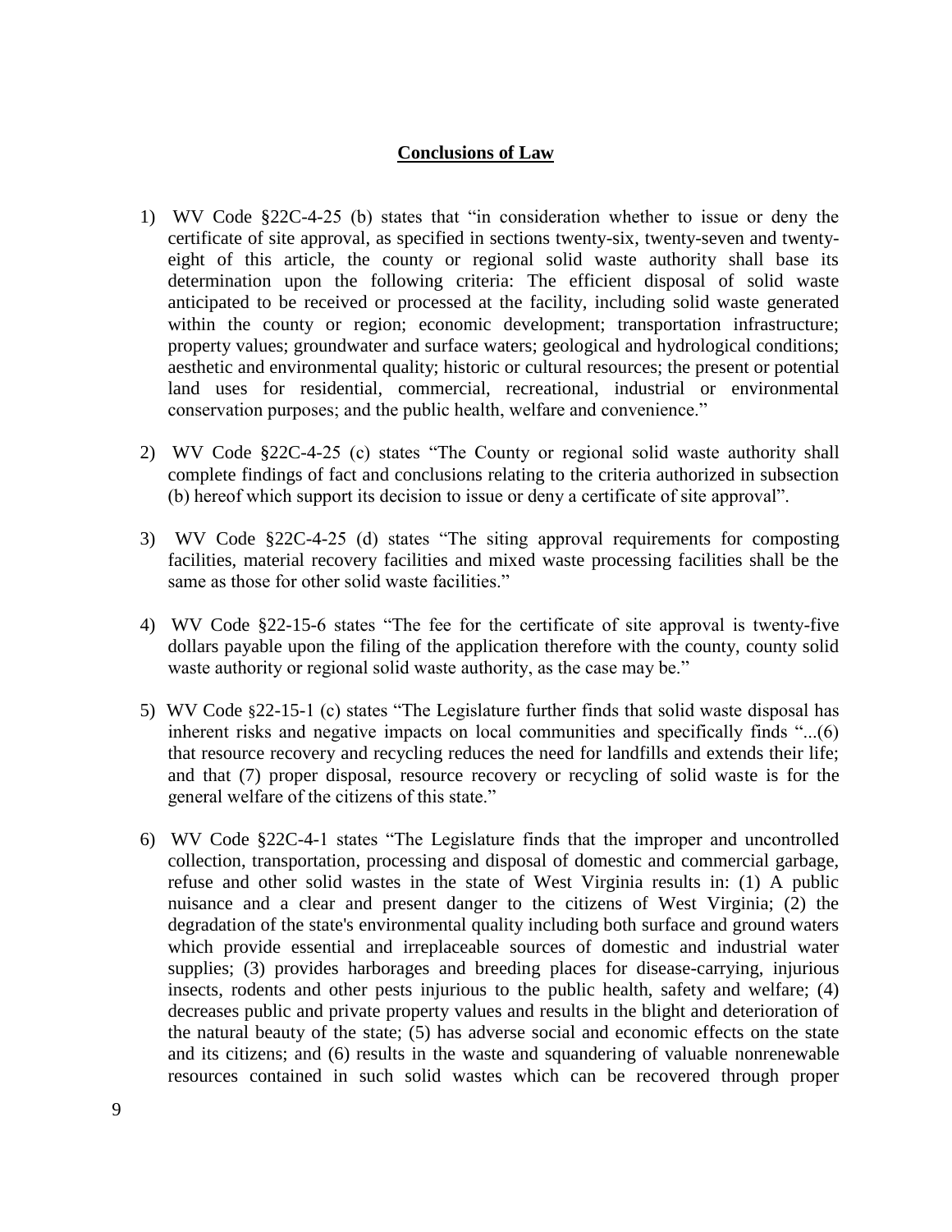## Conclusions of Law

1) WV Code §22C-4-25 (b) states that "in consideration whether to issue or deny the certificate of site approval, as specified in sections twenty-six, twenty-seven and twenty-eight of this article, the county or regional solid waste authority shall base its determination upon the following criteria: The efficient disposal of solid waste anticipated to be received or processed at the facility, including solid waste generated within the county or region; economic development; transportation infrastructure; property values; groundwater and surface waters; geological and hydrological conditions; aesthetic and environmental quality; historic or cultural resources; the present or potential land uses for residential, commercial, recreational, industrial or environmental conservation purposes; and the public health, welfare and convenience."

2) WV Code §22C-4-25 (c) states "The County or regional solid waste authority shall complete findings of fact and conclusions relating to the criteria authorized in subsection (b) hereof which support its decision to issue or deny a certificate of site approval".

3) WV Code §22C-4-25 (d) states "The siting approval requirements for composting facilities, material recovery facilities and mixed waste processing facilities shall be the same as those for other solid waste facilities."

4) WV Code §22-15-6 states "The fee for the certificate of site approval is twenty-five dollars payable upon the filing of the application therefore with the county, county solid waste authority or regional solid waste authority, as the case may be."

5) WV Code §22-15-1 (c) states "The Legislature further finds that solid waste disposal has inherent risks and negative impacts on local communities and specifically finds "...(6) that resource recovery and recycling reduces the need for landfills and extends their life; and that (7) proper disposal, resource recovery or recycling of solid waste is for the general welfare of the citizens of this state."

6) WV Code §22C-4-1 states "The Legislature finds that the improper and uncontrolled collection, transportation, processing and disposal of domestic and commercial garbage, refuse and other solid wastes in the state of West Virginia results in: (1) A public nuisance and a clear and present danger to the citizens of West Virginia; (2) the degradation of the state's environmental quality including both surface and ground waters which provide essential and irreplaceable sources of domestic and industrial water supplies; (3) provides harborages and breeding places for disease-carrying, injurious insects, rodents and other pests injurious to the public health, safety and welfare; (4) decreases public and private property values and results in the blight and deterioration of the natural beauty of the state; (5) has adverse social and economic effects on the state and its citizens; and (6) results in the waste and squandering of valuable nonrenewable resources contained in such solid wastes which can be recovered through proper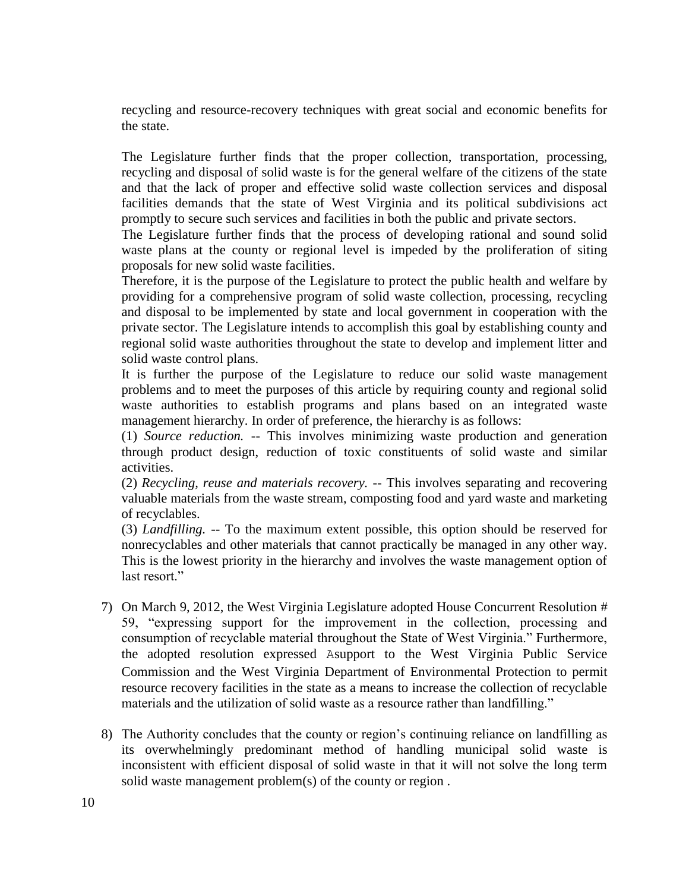recycling and resource-recovery techniques with great social and economic benefits for the state.

The Legislature further finds that the proper collection, transportation, processing, recycling and disposal of solid waste is for the general welfare of the citizens of the state and that the lack of proper and effective solid waste collection services and disposal facilities demands that the state of West Virginia and its political subdivisions act promptly to secure such services and facilities in both the public and private sectors.

The Legislature further finds that the process of developing rational and sound solid waste plans at the county or regional level is impeded by the proliferation of siting proposals for new solid waste facilities.

Therefore, it is the purpose of the Legislature to protect the public health and welfare by providing for a comprehensive program of solid waste collection, processing, recycling and disposal to be implemented by state and local government in cooperation with the private sector. The Legislature intends to accomplish this goal by establishing county and regional solid waste authorities throughout the state to develop and implement litter and solid waste control plans.

It is further the purpose of the Legislature to reduce our solid waste management problems and to meet the purposes of this article by requiring county and regional solid waste authorities to establish programs and plans based on an integrated waste management hierarchy. In order of preference, the hierarchy is as follows:

(1) *Source reduction.* -- This involves minimizing waste production and generation through product design, reduction of toxic constituents of solid waste and similar activities.

(2) *Recycling, reuse and materials recovery.* -- This involves separating and recovering valuable materials from the waste stream, composting food and yard waste and marketing of recyclables.

(3) *Landfilling.* -- To the maximum extent possible, this option should be reserved for nonrecyclables and other materials that cannot practically be managed in any other way. This is the lowest priority in the hierarchy and involves the waste management option of last resort."

7) On March 9, 2012, the West Virginia Legislature adopted House Concurrent Resolution # 59, "expressing support for the improvement in the collection, processing and consumption of recyclable material throughout the State of West Virginia." Furthermore, the adopted resolution expressed Asupport to the West Virginia Public Service Commission and the West Virginia Department of Environmental Protection to permit resource recovery facilities in the state as a means to increase the collection of recyclable materials and the utilization of solid waste as a resource rather than landfilling."

8) The Authority concludes that the county or region's continuing reliance on landfilling as its overwhelmingly predominant method of handling municipal solid waste is inconsistent with efficient disposal of solid waste in that it will not solve the long term solid waste management problem(s) of the county or region .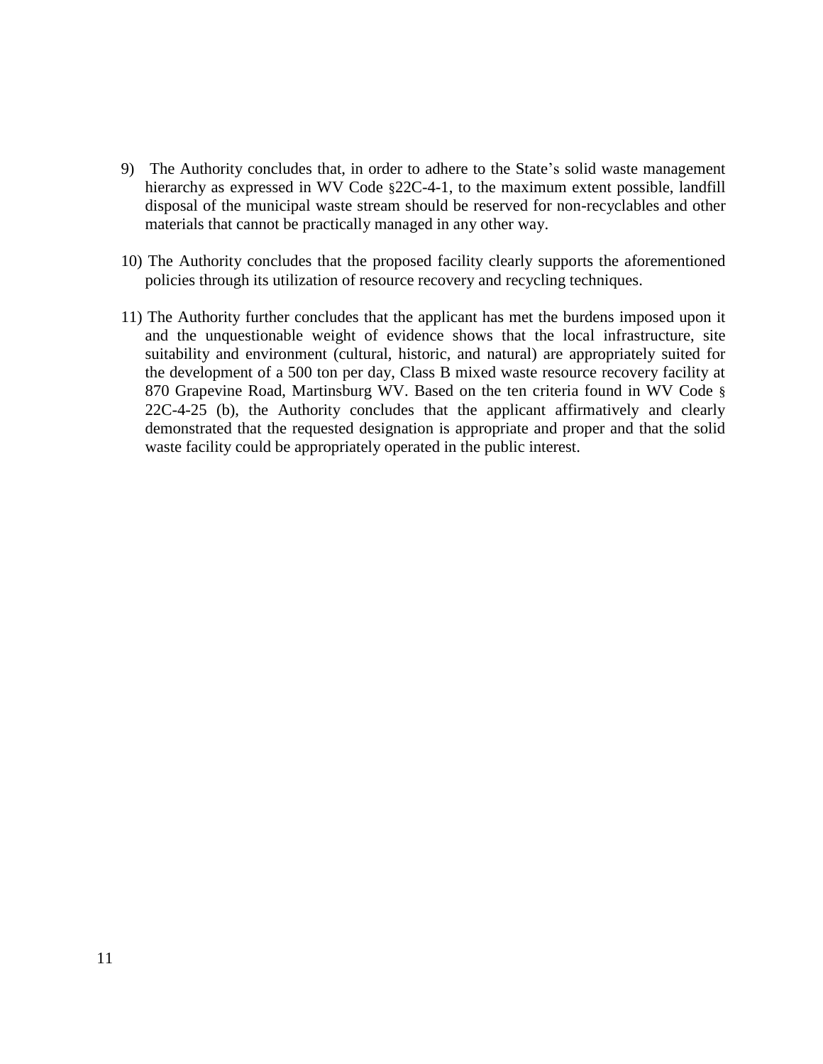9) The Authority concludes that, in order to adhere to the State's solid waste management hierarchy as expressed in WV Code §22C-4-1, to the maximum extent possible, landfill disposal of the municipal waste stream should be reserved for non-recyclables and other materials that cannot be practically managed in any other way.

10) The Authority concludes that the proposed facility clearly supports the aforementioned policies through its utilization of resource recovery and recycling techniques.

11) The Authority further concludes that the applicant has met the burdens imposed upon it and the unquestionable weight of evidence shows that the local infrastructure, site suitability and environment (cultural, historic, and natural) are appropriately suited for the development of a 500 ton per day, Class B mixed waste resource recovery facility at 870 Grapevine Road, Martinsburg WV. Based on the ten criteria found in WV Code § 22C-4-25 (b), the Authority concludes that the applicant affirmatively and clearly demonstrated that the requested designation is appropriate and proper and that the solid waste facility could be appropriately operated in the public interest.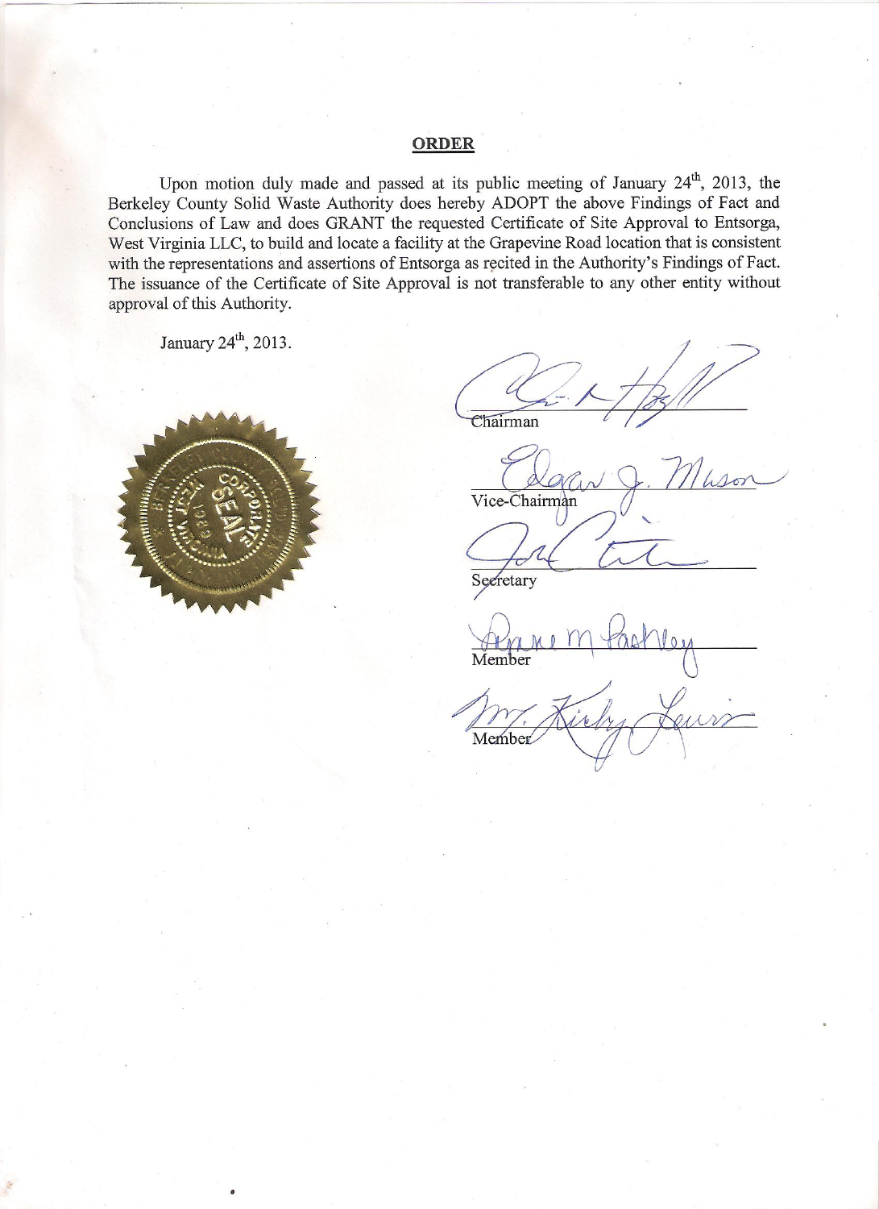**ORDER**

Upon motion duly made and passed at its public meeting of January 24th, 2013, the Berkeley County Solid Waste Authority does hereby ADOPT the above Findings of Fact and Conclusions of Law and does GRANT the requested Certificate of Site Approval to Entsorga, West Virginia LLC, to build and locate a facility at the Grapevine Road location that is consistent with the representations and assertions of Entsorga as recited in the Authority's Findings of Fact. The issuance of the Certificate of Site Approval is not transferable to any other entity without approval of this Authority.

January 24th, 2013.

Chairman

Edgar J. Mason

Vice-Chairman

Secretary

Member

Member